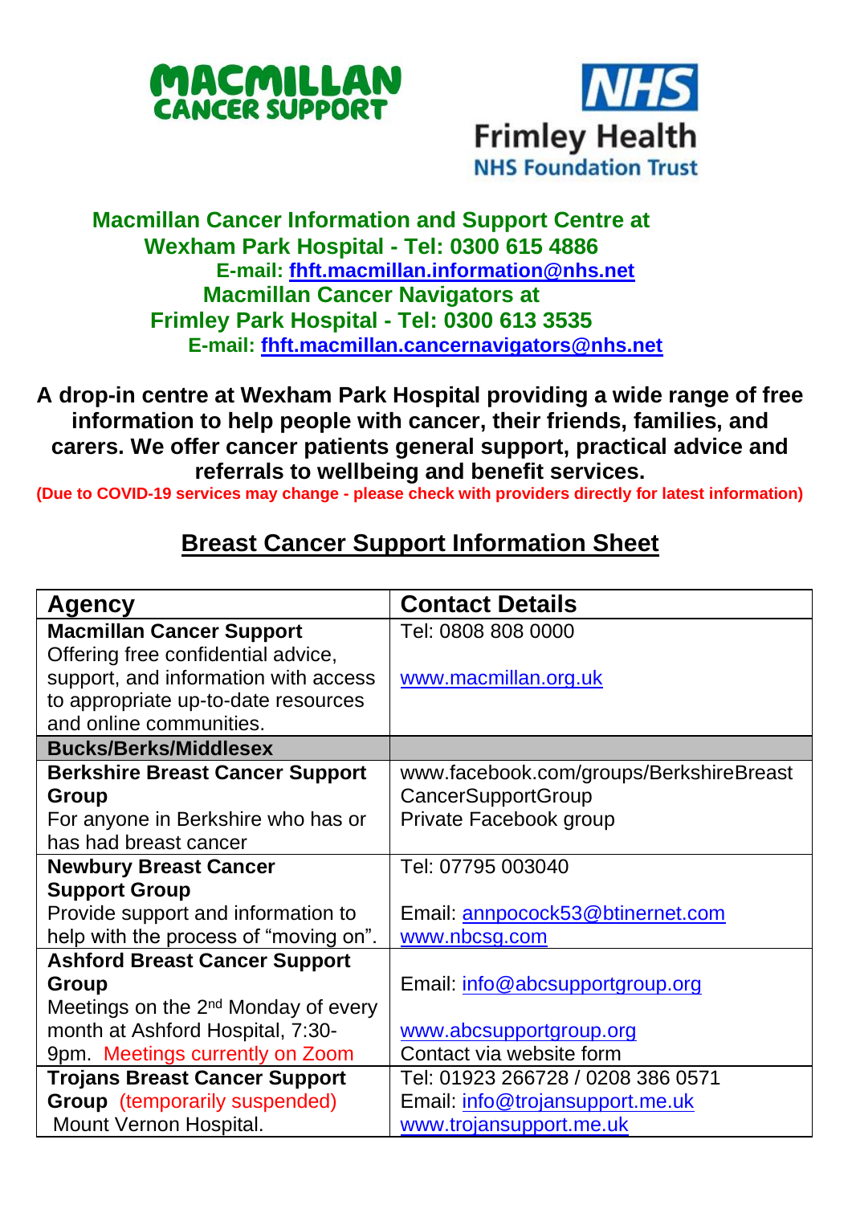**Macmillan Cancer Information and Support Centre at Wexham Park Hospital - Tel: 0300 615 4886**
**E-mail: fhft.macmillan.information@nhs.net**
**Macmillan Cancer Navigators at Frimley Park Hospital - Tel: 0300 613 3535**
**E-mail: fhft.macmillan.cancernavigators@nhs.net**

**A drop-in centre at Wexham Park Hospital providing a wide range of free information to help people with cancer, their friends, families, and carers. We offer cancer patients general support, practical advice and referrals to wellbeing and benefit services.**

**(Due to COVID-19 services may change - please check with providers directly for latest information)**

# Breast Cancer Support Information Sheet

| Agency | Contact Details |
|---|---|
| **Macmillan Cancer Support**<br>Offering free confidential advice, support, and information with access to appropriate up-to-date resources and online communities. | Tel: 0808 808 0000<br><br>www.macmillan.org.uk |
| **Bucks/Berks/Middlesex** | |
| **Berkshire Breast Cancer Support Group**<br>For anyone in Berkshire who has or has had breast cancer | www.facebook.com/groups/BerkshireBreastCancerSupportGroup<br>Private Facebook group |
| **Newbury Breast Cancer Support Group**<br>Provide support and information to help with the process of "moving on". | Tel: 07795 003040<br><br>Email: annpocock53@btinernet.com<br>www.nbcsg.com |
| **Ashford Breast Cancer Support Group**<br>Meetings on the 2nd Monday of every month at Ashford Hospital, 7:30-9pm. Meetings currently on Zoom | Email: info@abcsupportgroup.org<br><br>www.abcsupportgroup.org<br>Contact via website form |
| **Trojans Breast Cancer Support Group** (temporarily suspended)<br>Mount Vernon Hospital. | Tel: 01923 266728 / 0208 386 0571<br>Email: info@trojansupport.me.uk<br>www.trojansupport.me.uk |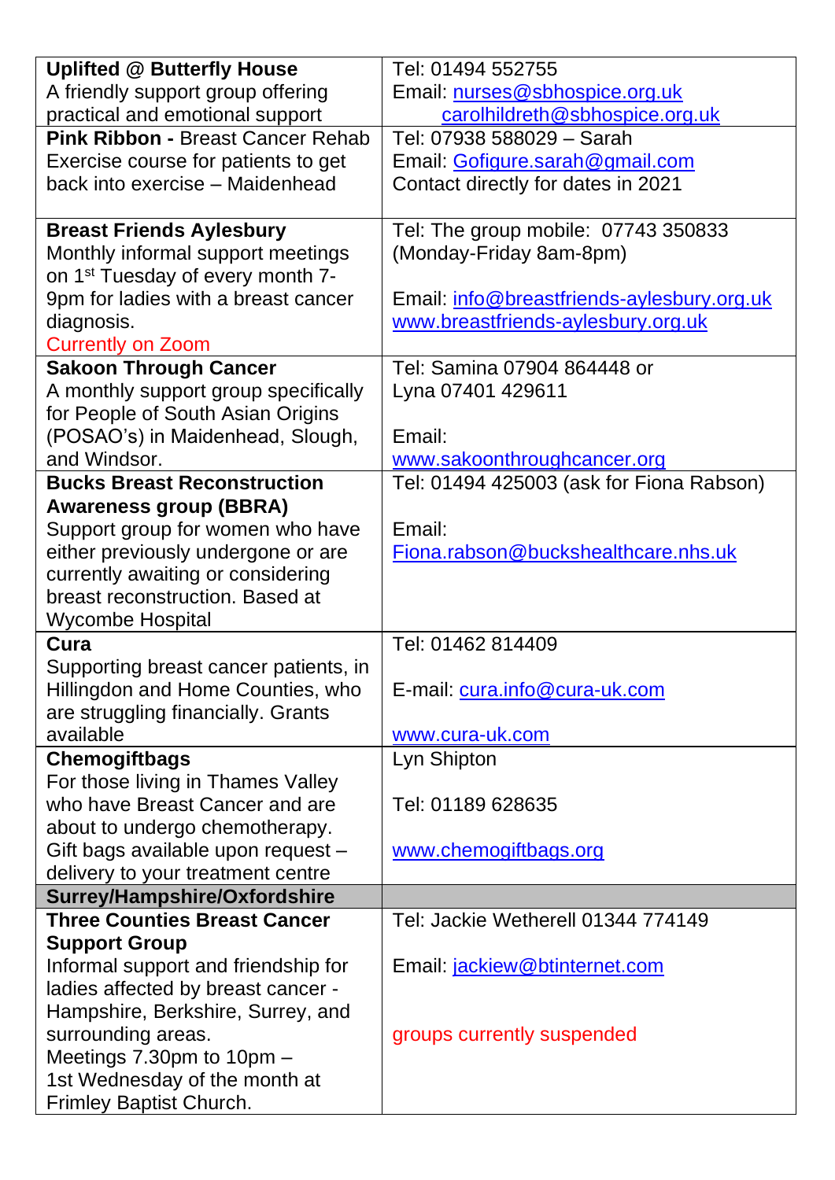| | |
|---|---|
| **Uplifted @ Butterfly House**<br>A friendly support group offering practical and emotional support | Tel: 01494 552755<br>Email: nurses@sbhospice.org.uk<br>carolhildreth@sbhospice.org.uk |
| **Pink Ribbon -** Breast Cancer Rehab<br>Exercise course for patients to get back into exercise – Maidenhead | Tel: 07938 588029 – Sarah<br>Email: Gofigure.sarah@gmail.com<br>Contact directly for dates in 2021 |
| **Breast Friends Aylesbury**<br>Monthly informal support meetings on 1st Tuesday of every month 7-9pm for ladies with a breast cancer diagnosis.<br>Currently on Zoom | Tel: The group mobile: 07743 350833 (Monday-Friday 8am-8pm)<br><br>Email: info@breastfriends-aylesbury.org.uk<br>www.breastfriends-aylesbury.org.uk |
| **Sakoon Through Cancer**<br>A monthly support group specifically for People of South Asian Origins (POSAO's) in Maidenhead, Slough, and Windsor. | Tel: Samina 07904 864448 or<br>Lyna 07401 429611<br><br>Email:<br>www.sakoonthroughcancer.org |
| **Bucks Breast Reconstruction Awareness group (BBRA)**<br>Support group for women who have either previously undergone or are currently awaiting or considering breast reconstruction. Based at Wycombe Hospital | Tel: 01494 425003 (ask for Fiona Rabson)<br><br>Email:<br>Fiona.rabson@buckshealthcare.nhs.uk |
| **Cura**<br>Supporting breast cancer patients, in Hillingdon and Home Counties, who are struggling financially. Grants available | Tel: 01462 814409<br><br>E-mail: cura.info@cura-uk.com<br><br>www.cura-uk.com |
| **Chemogiftbags**<br>For those living in Thames Valley who have Breast Cancer and are about to undergo chemotherapy.<br>Gift bags available upon request – delivery to your treatment centre | Lyn Shipton<br><br>Tel: 01189 628635<br><br>www.chemogiftbags.org |
| **Surrey/Hampshire/Oxfordshire** | |
| **Three Counties Breast Cancer Support Group**<br>Informal support and friendship for ladies affected by breast cancer - Hampshire, Berkshire, Surrey, and surrounding areas.<br>Meetings 7.30pm to 10pm –<br>1st Wednesday of the month at Frimley Baptist Church. | Tel: Jackie Wetherell 01344 774149<br><br>Email: jackiew@btinternet.com<br><br>groups currently suspended |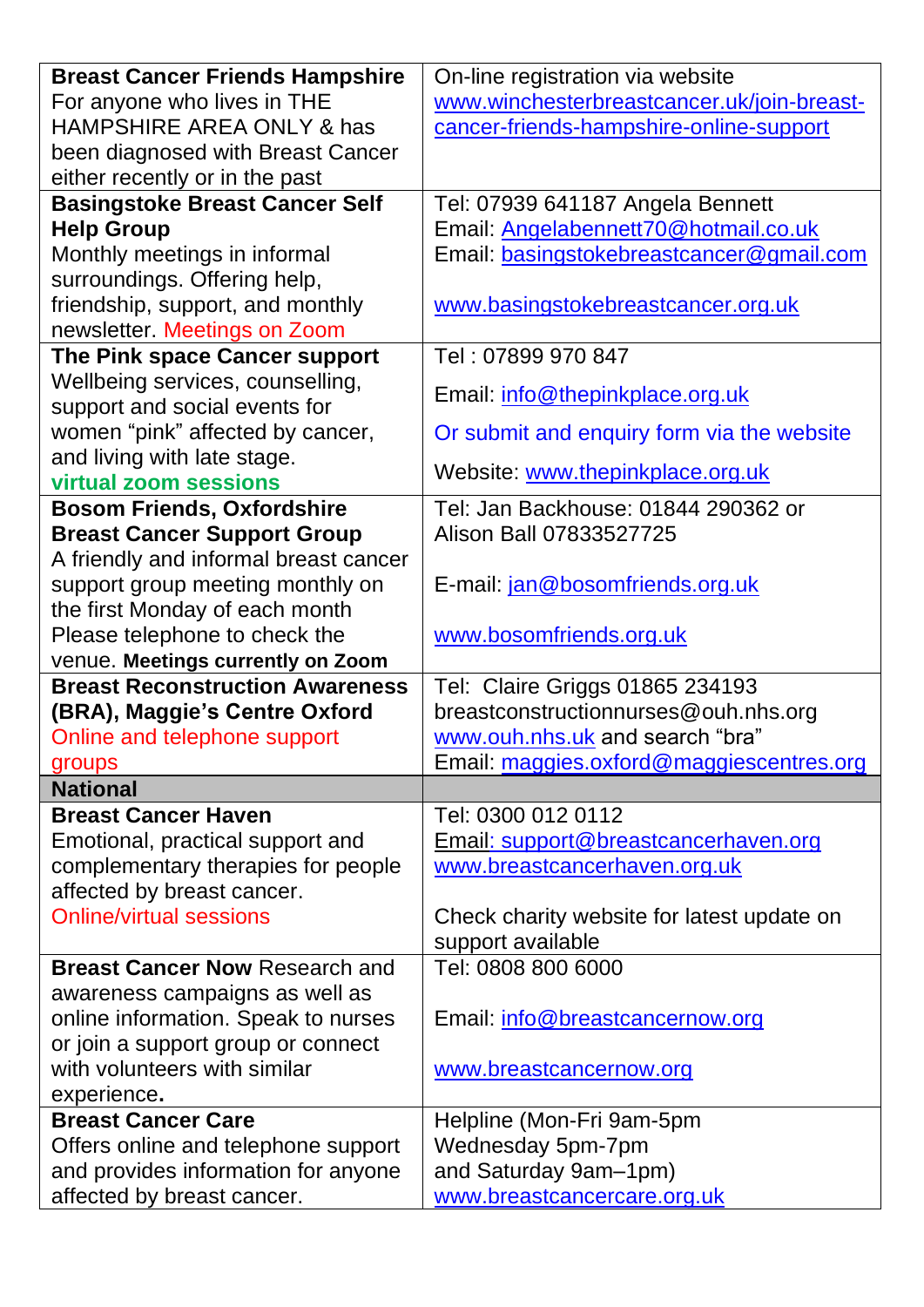| | |
|---|---|
| **Breast Cancer Friends Hampshire** For anyone who lives in THE HAMPSHIRE AREA ONLY & has been diagnosed with Breast Cancer either recently or in the past | On-line registration via website www.winchesterbreastcancer.uk/join-breast-cancer-friends-hampshire-online-support |
| **Basingstoke Breast Cancer Self Help Group** Monthly meetings in informal surroundings. Offering help, friendship, support, and monthly newsletter. Meetings on Zoom | Tel: 07939 641187 Angela Bennett<br>Email: Angelabennett70@hotmail.co.uk<br>Email: basingstokebreastcancer@gmail.com<br><br>www.basingstokebreastcancer.org.uk |
| **The Pink space Cancer support** Wellbeing services, counselling, support and social events for women "pink" affected by cancer, and living with late stage. **virtual zoom sessions** | Tel : 07899 970 847<br>Email: info@thepinkplace.org.uk<br>Or submit and enquiry form via the website<br>Website: www.thepinkplace.org.uk |
| **Bosom Friends, Oxfordshire Breast Cancer Support Group** A friendly and informal breast cancer support group meeting monthly on the first Monday of each month Please telephone to check the venue. **Meetings currently on Zoom** | Tel: Jan Backhouse: 01844 290362 or Alison Ball 07833527725<br><br>E-mail: jan@bosomfriends.org.uk<br><br>www.bosomfriends.org.uk |
| **Breast Reconstruction Awareness (BRA), Maggie's Centre Oxford** Online and telephone support groups | Tel: Claire Griggs 01865 234193<br>breastconstructionnurses@ouh.nhs.org<br>www.ouh.nhs.uk and search "bra"<br>Email: maggies.oxford@maggiescentres.org |
| **National** | |
| **Breast Cancer Haven** Emotional, practical support and complementary therapies for people affected by breast cancer. Online/virtual sessions | Tel: 0300 012 0112<br>Email: support@breastcancerhaven.org<br>www.breastcancerhaven.org.uk<br><br>Check charity website for latest update on support available |
| **Breast Cancer Now** Research and awareness campaigns as well as online information. Speak to nurses or join a support group or connect with volunteers with similar experience**.** | Tel: 0808 800 6000<br><br>Email: info@breastcancernow.org<br><br>www.breastcancernow.org |
| **Breast Cancer Care** Offers online and telephone support and provides information for anyone affected by breast cancer. | Helpline (Mon-Fri 9am-5pm Wednesday 5pm-7pm and Saturday 9am–1pm)<br>www.breastcancercare.org.uk |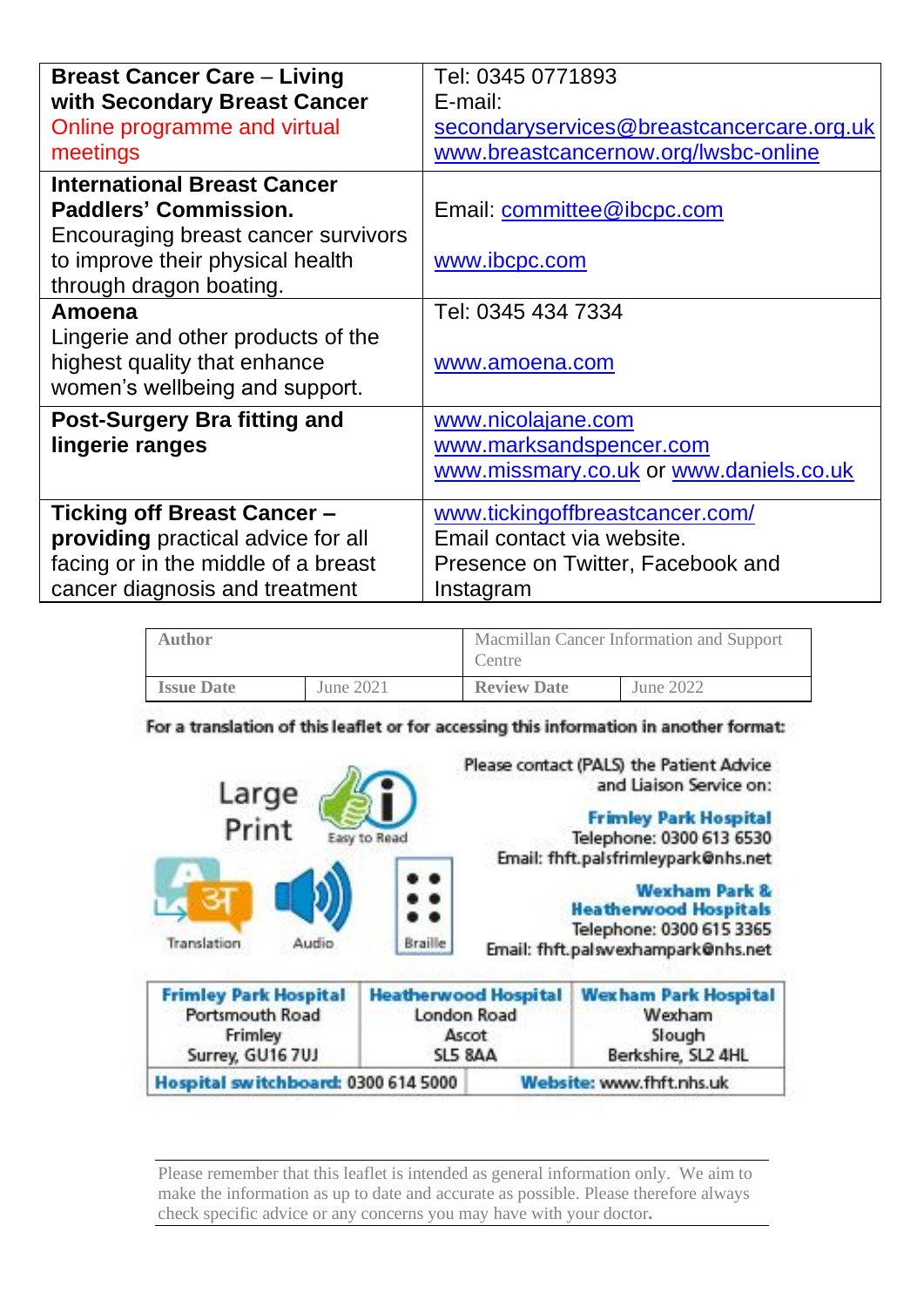| | |
|---|---|
| **Breast Cancer Care – Living with Secondary Breast Cancer** Online programme and virtual meetings | Tel: 0345 0771893 E-mail: secondaryservices@breastcancercare.org.uk www.breastcancernow.org/lwsbc-online |
| **International Breast Cancer Paddlers' Commission.** Encouraging breast cancer survivors to improve their physical health through dragon boating. | Email: committee@ibcpc.com www.ibcpc.com |
| **Amoena** Lingerie and other products of the highest quality that enhance women's wellbeing and support. | Tel: 0345 434 7334 www.amoena.com |
| **Post-Surgery Bra fitting and lingerie ranges** | www.nicolajane.com www.marksandspencer.com www.missmary.co.uk or www.daniels.co.uk |
| **Ticking off Breast Cancer – providing** practical advice for all facing or in the middle of a breast cancer diagnosis and treatment | www.tickingoffbreastcancer.com/ Email contact via website. Presence on Twitter, Facebook and Instagram |

| | | | |
|---|---|---|---|
| **Author** | | Macmillan Cancer Information and Support Centre | |
| **Issue Date** | June 2021 | **Review Date** | June 2022 |

**For a translation of this leaflet or for accessing this information in another format:**

Large Print

Easy to Read

Translation

Audio

Braille

Please contact (PALS) the Patient Advice and Liaison Service on:

**Frimley Park Hospital**
Telephone: 0300 613 6530
Email: fhft.palsfrimleypark@nhs.net

**Wexham Park & Heatherwood Hospitals**
Telephone: 0300 615 3365
Email: fhft.palswexhampark@nhs.net

| **Frimley Park Hospital** | **Heatherwood Hospital** | **Wexham Park Hospital** |
|---|---|---|
| Portsmouth Road Frimley Surrey, GU16 7UJ | London Road Ascot SL5 8AA | Wexham Slough Berkshire, SL2 4HL |

**Hospital switchboard:** 0300 614 5000 | **Website:** www.fhft.nhs.uk

Please remember that this leaflet is intended as general information only. We aim to make the information as up to date and accurate as possible. Please therefore always check specific advice or any concerns you may have with your doctor.